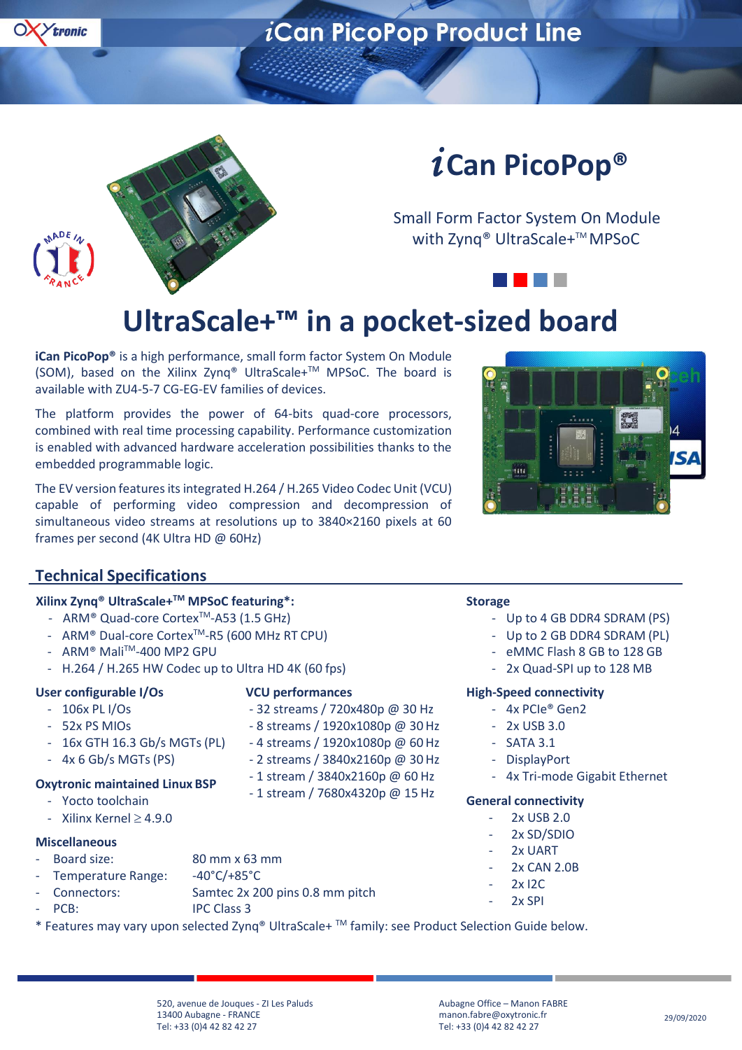# iCan PicoPop®

Small Form Factor System On Module with Zynq® UltraScale+™ MPSoC

## UltraScale+™ in a pocket-sized board

**iCan PicoPop®** is a high performance, small form factor System On Module (SOM), based on the Xilinx Zynq® UltraScale+™ MPSoC. The board is available with ZU4-5-7 CG-EG-EV families of devices.

The platform provides the power of 64-bits quad-core processors, combined with real time processing capability. Performance customization is enabled with advanced hardware acceleration possibilities thanks to the embedded programmable logic.

The EV version features its integrated H.264 / H.265 Video Codec Unit (VCU) capable of performing video compression and decompression of simultaneous video streams at resolutions up to 3840×2160 pixels at 60 frames per second (4K Ultra HD @ 60Hz)

## Technical Specifications

### Xilinx Zynq® UltraScale+™ MPSoC featuring*:

- ARM® Quad-core Cortex™-A53 (1.5 GHz)
- ARM® Dual-core Cortex™-R5 (600 MHz RT CPU)
- ARM® Mali™-400 MP2 GPU
- H.264 / H.265 HW Codec up to Ultra HD 4K (60 fps)

### User configurable I/Os

- 106x PL I/Os
- 52x PS MIOs
- 16x GTH 16.3 Gb/s MGTs (PL)
- 4x 6 Gb/s MGTs (PS)

### VCU performances

- 32 streams / 720x480p @ 30 Hz
- 8 streams / 1920x1080p @ 30 Hz
- 4 streams / 1920x1080p @ 60 Hz
- 2 streams / 3840x2160p @ 30 Hz
- 1 stream / 3840x2160p @ 60 Hz
- 1 stream / 7680x4320p @ 15 Hz

### Oxytronic maintained Linux BSP

- Yocto toolchain
- Xilinx Kernel ≥ 4.9.0

### Miscellaneous

- Board size: 80 mm x 63 mm
- Temperature Range: -40°C/+85°C
- Connectors: Samtec 2x 200 pins 0.8 mm pitch
- PCB: IPC Class 3

### Storage

- Up to 4 GB DDR4 SDRAM (PS)
- Up to 2 GB DDR4 SDRAM (PL)
- eMMC Flash 8 GB to 128 GB
- 2x Quad-SPI up to 128 MB

### High-Speed connectivity

- 4x PCIe® Gen2
- 2x USB 3.0
- SATA 3.1
- DisplayPort
- 4x Tri-mode Gigabit Ethernet

### General connectivity

- 2x USB 2.0
- 2x SD/SDIO
- 2x UART
- 2x CAN 2.0B
- 2x I2C
- 2x SPI

* Features may vary upon selected Zynq® UltraScale+ ™ family: see Product Selection Guide below.

520, avenue de Jouques - ZI Les Paluds
13400 Aubagne - FRANCE
Tel: +33 (0)4 42 82 42 27

Aubagne Office – Manon FABRE
manon.fabre@oxytronic.fr
Tel: +33 (0)4 42 82 42 27

29/09/2020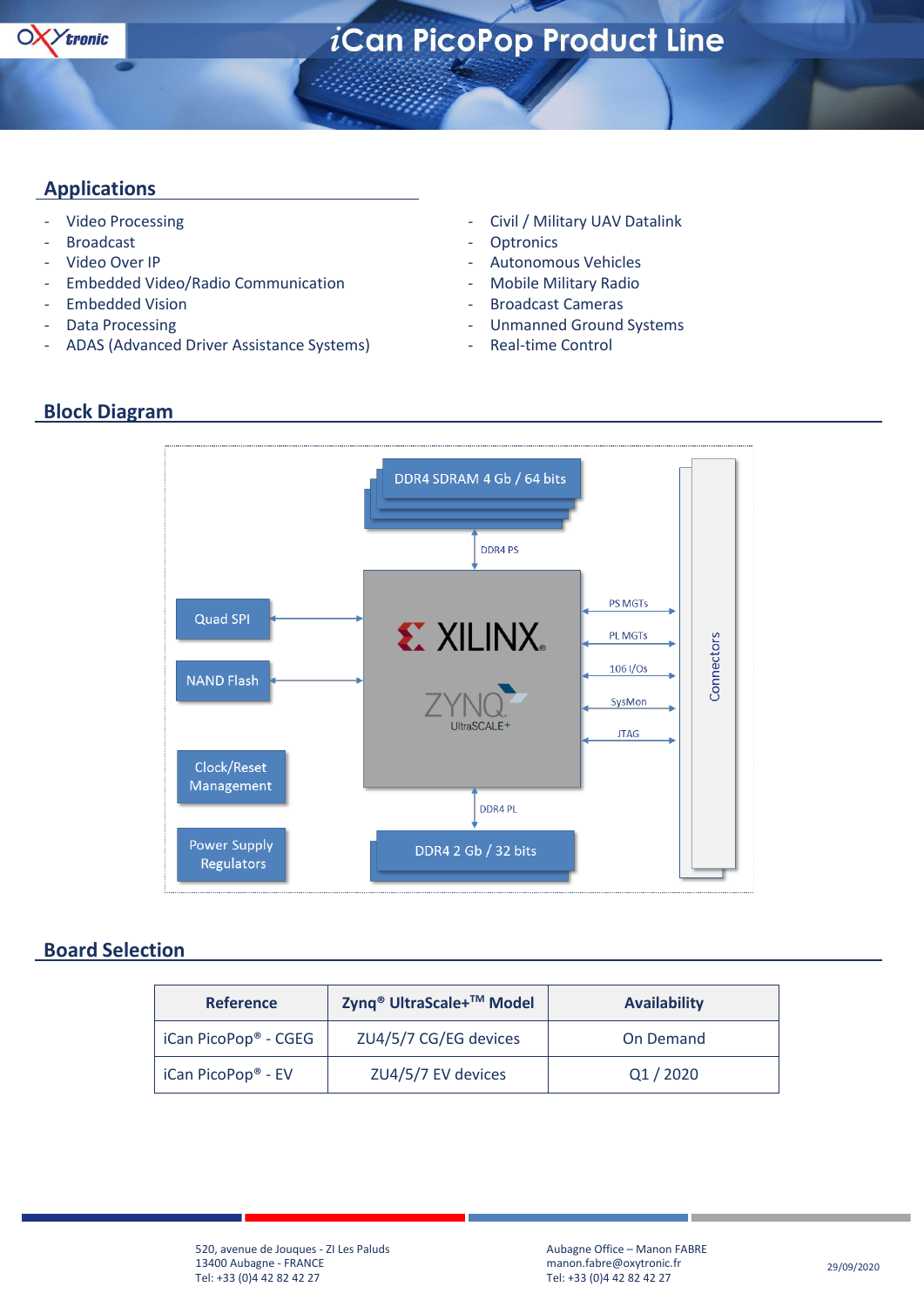# iCan PicoPop Product Line

## Applications

- Video Processing
- Broadcast
- Video Over IP
- Embedded Video/Radio Communication
- Embedded Vision
- Data Processing
- ADAS (Advanced Driver Assistance Systems)
- Civil / Military UAV Datalink
- Optronics
- Autonomous Vehicles
- Mobile Military Radio
- Broadcast Cameras
- Unmanned Ground Systems
- Real-time Control

## Block Diagram

DDR4 SDRAM 4 Gb / 64 bits

DDR4 PS

Quad SPI

NAND Flash

Clock/Reset Management

Power Supply Regulators

XILINX ZYNQ UltraSCALE+

PS MGTs

PL MGTs

106 I/Os

SysMon

JTAG

Connectors

DDR4 PL

DDR4 2 Gb / 32 bits

## Board Selection

| Reference | Zynq® UltraScale+™ Model | Availability |
|---|---|---|
| iCan PicoPop® - CGEG | ZU4/5/7 CG/EG devices | On Demand |
| iCan PicoPop® - EV | ZU4/5/7 EV devices | Q1 / 2020 |

520, avenue de Jouques - ZI Les Paluds
13400 Aubagne - FRANCE
Tel: +33 (0)4 42 82 42 27

Aubagne Office – Manon FABRE
manon.fabre@oxytronic.fr
Tel: +33 (0)4 42 82 42 27

29/09/2020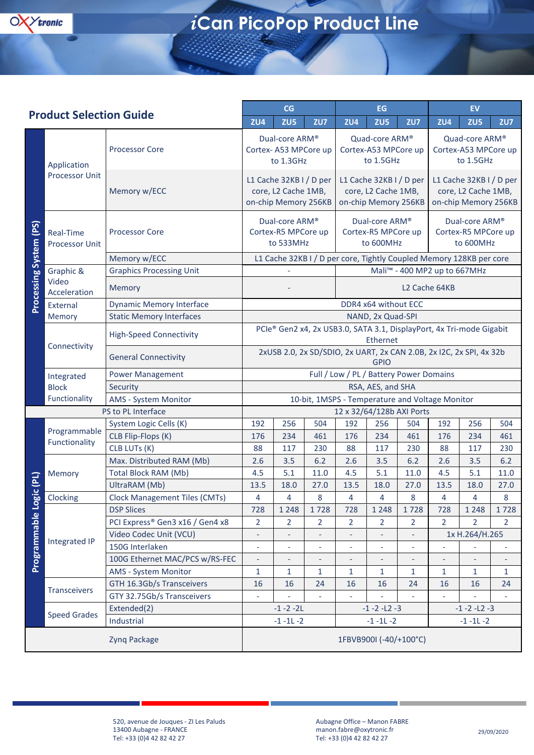# iCan PicoPop Product Line

## Product Selection Guide

| | | | CG | | | EG | | | EV | | |
|---|---|---|---|---|---|---|---|---|---|---|---|
| | | | ZU4 | ZU5 | ZU7 | ZU4 | ZU5 | ZU7 | ZU4 | ZU5 | ZU7 |
| Processing System (PS) | Application Processor Unit | Processor Core | Dual-core ARM® Cortex- A53 MPCore up to 1.3GHz | | | Quad-core ARM® Cortex-A53 MPCore up to 1.5GHz | | | Quad-core ARM® Cortex-A53 MPCore up to 1.5GHz | | |
| | | Memory w/ECC | L1 Cache 32KB I / D per core, L2 Cache 1MB, on-chip Memory 256KB | | | L1 Cache 32KB I / D per core, L2 Cache 1MB, on-chip Memory 256KB | | | L1 Cache 32KB I / D per core, L2 Cache 1MB, on-chip Memory 256KB | | |
| | Real-Time Processor Unit | Processor Core | Dual-core ARM® Cortex-R5 MPCore up to 533MHz | | | Dual-core ARM® Cortex-R5 MPCore up to 600MHz | | | Dual-core ARM® Cortex-R5 MPCore up to 600MHz | | |
| | | Memory w/ECC | L1 Cache 32KB I / D per core, Tightly Coupled Memory 128KB per core | | | | | | | | |
| | Graphic & Video Acceleration | Graphics Processing Unit | - | | | Mali™ - 400 MP2 up to 667MHz | | | | | |
| | | Memory | - | | | L2 Cache 64KB | | | | | |
| | External Memory | Dynamic Memory Interface | DDR4 x64 without ECC | | | | | | | | |
| | | Static Memory Interfaces | NAND, 2x Quad-SPI | | | | | | | | |
| | Connectivity | High-Speed Connectivity | PCIe® Gen2 x4, 2x USB3.0, SATA 3.1, DisplayPort, 4x Tri-mode Gigabit Ethernet | | | | | | | | |
| | | General Connectivity | 2xUSB 2.0, 2x SD/SDIO, 2x UART, 2x CAN 2.0B, 2x I2C, 2x SPI, 4x 32b GPIO | | | | | | | | |
| | Integrated Block Functionality | Power Management | Full / Low / PL / Battery Power Domains | | | | | | | | |
| | | Security | RSA, AES, and SHA | | | | | | | | |
| | | AMS - System Monitor | 10-bit, 1MSPS - Temperature and Voltage Monitor | | | | | | | | |
| PS to PL Interface | | | 12 x 32/64/128b AXI Ports | | | | | | | | |
| Programmable Logic (PL) | Programmable Functionality | System Logic Cells (K) | 192 | 256 | 504 | 192 | 256 | 504 | 192 | 256 | 504 |
| | | CLB Flip-Flops (K) | 176 | 234 | 461 | 176 | 234 | 461 | 176 | 234 | 461 |
| | | CLB LUTs (K) | 88 | 117 | 230 | 88 | 117 | 230 | 88 | 117 | 230 |
| | Memory | Max. Distributed RAM (Mb) | 2.6 | 3.5 | 6.2 | 2.6 | 3.5 | 6.2 | 2.6 | 3.5 | 6.2 |
| | | Total Block RAM (Mb) | 4.5 | 5.1 | 11.0 | 4.5 | 5.1 | 11.0 | 4.5 | 5.1 | 11.0 |
| | | UltraRAM (Mb) | 13.5 | 18.0 | 27.0 | 13.5 | 18.0 | 27.0 | 13.5 | 18.0 | 27.0 |
| | Clocking | Clock Management Tiles (CMTs) | 4 | 4 | 8 | 4 | 4 | 8 | 4 | 4 | 8 |
| | Integrated IP | DSP Slices | 728 | 1 248 | 1 728 | 728 | 1 248 | 1 728 | 728 | 1 248 | 1 728 |
| | | PCI Express® Gen3 x16 / Gen4 x8 | 2 | 2 | 2 | 2 | 2 | 2 | 2 | 2 | 2 |
| | | Video Codec Unit (VCU) | - | - | - | - | - | - | 1x H.264/H.265 | | |
| | | 150G Interlaken | - | - | - | - | - | - | - | - | - |
| | | 100G Ethernet MAC/PCS w/RS-FEC | - | - | - | - | - | - | - | - | - |
| | | AMS - System Monitor | 1 | 1 | 1 | 1 | 1 | 1 | 1 | 1 | 1 |
| | Transceivers | GTH 16.3Gb/s Transceivers | 16 | 16 | 24 | 16 | 16 | 24 | 16 | 16 | 24 |
| | | GTY 32.75Gb/s Transceivers | - | - | - | - | - | - | - | - | - |
| | Speed Grades | Extended(2) | -1 -2 -2L | | | -1 -2 -L2 -3 | | | -1 -2 -L2 -3 | | |
| | | Industrial | -1 -1L -2 | | | -1 -1L -2 | | | -1 -1L -2 | | |
| | | Zynq Package | 1FBVB900I (-40/+100°C) | | | | | | | | |

520, avenue de Jouques - ZI Les Paluds
13400 Aubagne - FRANCE
Tel: +33 (0)4 42 82 42 27

Aubagne Office – Manon FABRE
manon.fabre@oxytronic.fr
Tel: +33 (0)4 42 82 42 27

29/09/2020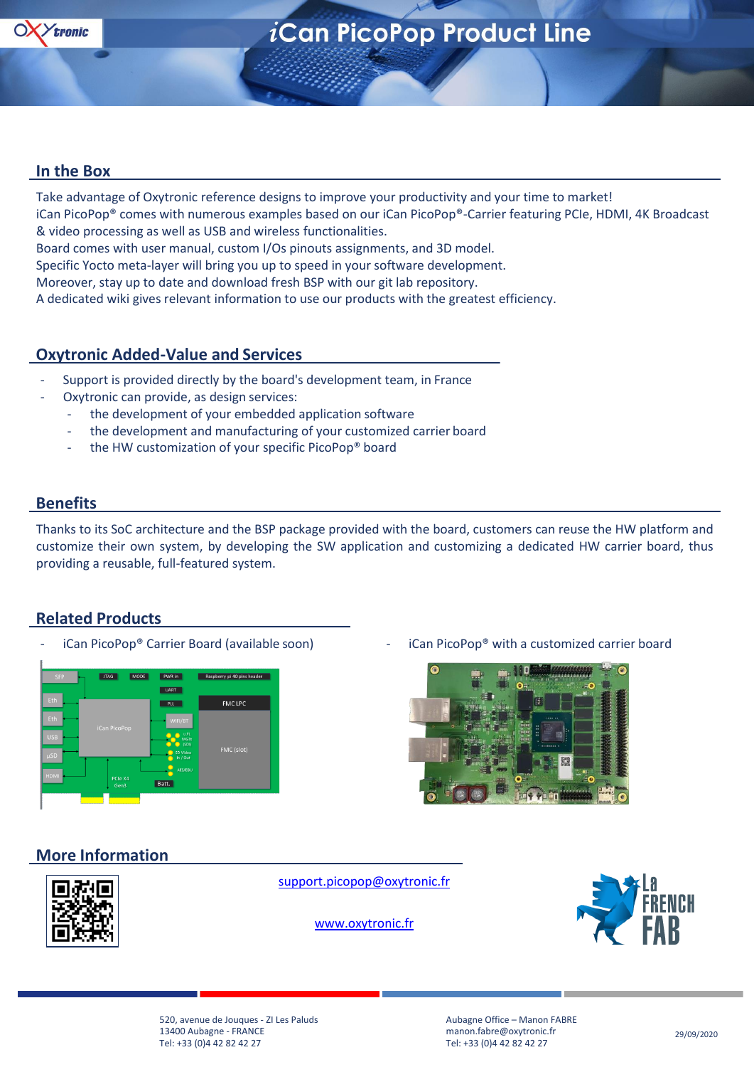# iCan PicoPop Product Line

## In the Box

Take advantage of Oxytronic reference designs to improve your productivity and your time to market!
iCan PicoPop® comes with numerous examples based on our iCan PicoPop®-Carrier featuring PCIe, HDMI, 4K Broadcast & video processing as well as USB and wireless functionalities.
Board comes with user manual, custom I/Os pinouts assignments, and 3D model.
Specific Yocto meta-layer will bring you up to speed in your software development.
Moreover, stay up to date and download fresh BSP with our git lab repository.
A dedicated wiki gives relevant information to use our products with the greatest efficiency.

## Oxytronic Added-Value and Services

- Support is provided directly by the board's development team, in France
- Oxytronic can provide, as design services:
  - the development of your embedded application software
  - the development and manufacturing of your customized carrier board
  - the HW customization of your specific PicoPop® board

## Benefits

Thanks to its SoC architecture and the BSP package provided with the board, customers can reuse the HW platform and customize their own system, by developing the SW application and customizing a dedicated HW carrier board, thus providing a reusable, full-featured system.

## Related Products

- iCan PicoPop® Carrier Board (available soon)
- iCan PicoPop® with a customized carrier board

## More Information

support.picopop@oxytronic.fr

www.oxytronic.fr

520, avenue de Jouques - ZI Les Paluds
13400 Aubagne - FRANCE
Tel: +33 (0)4 42 82 42 27

Aubagne Office – Manon FABRE
manon.fabre@oxytronic.fr
Tel: +33 (0)4 42 82 42 27

29/09/2020